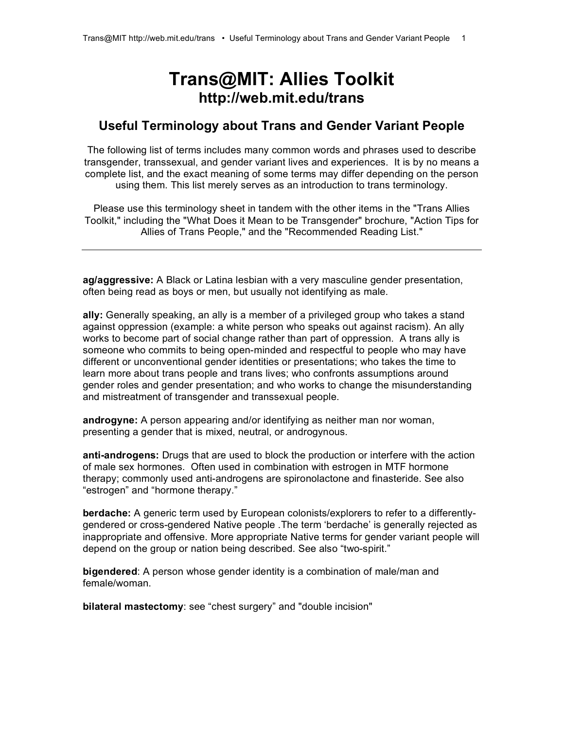# Trans@MIT: Allies Toolkit
## http://web.mit.edu/trans

## Useful Terminology about Trans and Gender Variant People

The following list of terms includes many common words and phrases used to describe transgender, transsexual, and gender variant lives and experiences. It is by no means a complete list, and the exact meaning of some terms may differ depending on the person using them. This list merely serves as an introduction to trans terminology.

Please use this terminology sheet in tandem with the other items in the "Trans Allies Toolkit," including the "What Does it Mean to be Transgender" brochure, "Action Tips for Allies of Trans People," and the "Recommended Reading List."

---

**ag/aggressive:** A Black or Latina lesbian with a very masculine gender presentation, often being read as boys or men, but usually not identifying as male.

**ally:** Generally speaking, an ally is a member of a privileged group who takes a stand against oppression (example: a white person who speaks out against racism). An ally works to become part of social change rather than part of oppression. A trans ally is someone who commits to being open-minded and respectful to people who may have different or unconventional gender identities or presentations; who takes the time to learn more about trans people and trans lives; who confronts assumptions around gender roles and gender presentation; and who works to change the misunderstanding and mistreatment of transgender and transsexual people.

**androgyne:** A person appearing and/or identifying as neither man nor woman, presenting a gender that is mixed, neutral, or androgynous.

**anti-androgens:** Drugs that are used to block the production or interfere with the action of male sex hormones. Often used in combination with estrogen in MTF hormone therapy; commonly used anti-androgens are spironolactone and finasteride. See also "estrogen" and "hormone therapy."

**berdache:** A generic term used by European colonists/explorers to refer to a differently-gendered or cross-gendered Native people .The term 'berdache' is generally rejected as inappropriate and offensive. More appropriate Native terms for gender variant people will depend on the group or nation being described. See also "two-spirit."

**bigendered**: A person whose gender identity is a combination of male/man and female/woman.

**bilateral mastectomy**: see "chest surgery" and "double incision"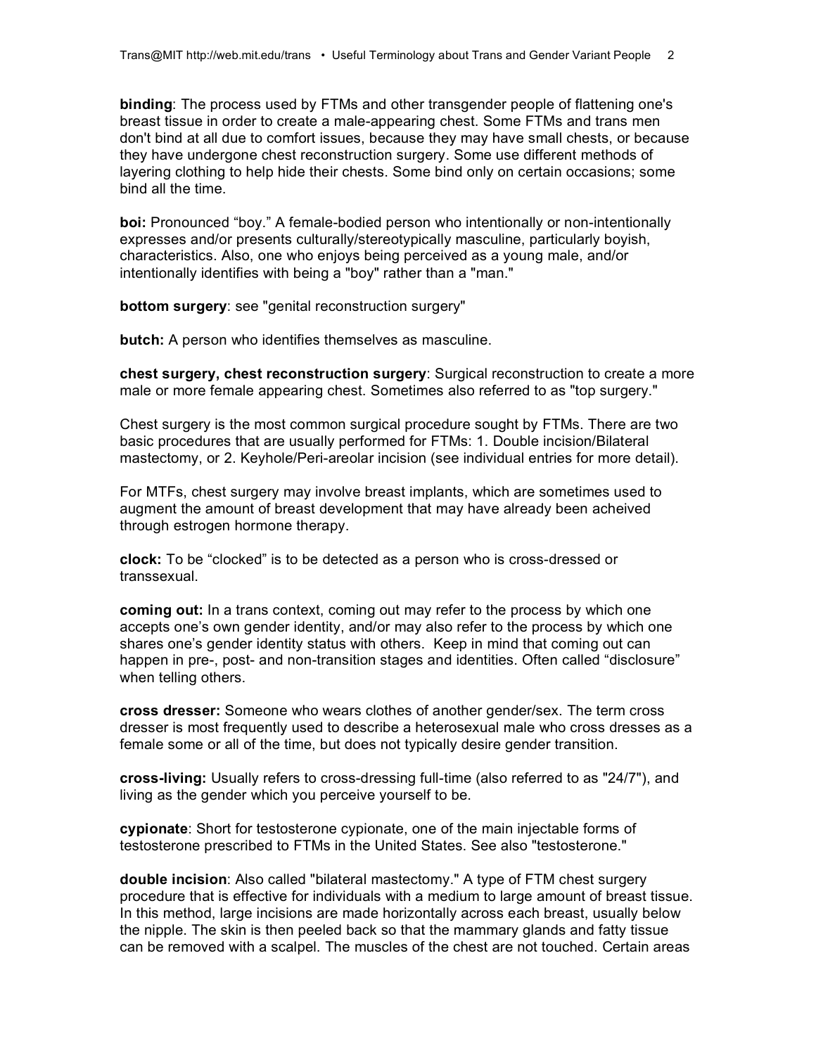**binding**: The process used by FTMs and other transgender people of flattening one's breast tissue in order to create a male-appearing chest. Some FTMs and trans men don't bind at all due to comfort issues, because they may have small chests, or because they have undergone chest reconstruction surgery. Some use different methods of layering clothing to help hide their chests. Some bind only on certain occasions; some bind all the time.

**boi:** Pronounced "boy." A female-bodied person who intentionally or non-intentionally expresses and/or presents culturally/stereotypically masculine, particularly boyish, characteristics. Also, one who enjoys being perceived as a young male, and/or intentionally identifies with being a "boy" rather than a "man."

**bottom surgery**: see "genital reconstruction surgery"

**butch:** A person who identifies themselves as masculine.

**chest surgery, chest reconstruction surgery**: Surgical reconstruction to create a more male or more female appearing chest. Sometimes also referred to as "top surgery."

Chest surgery is the most common surgical procedure sought by FTMs. There are two basic procedures that are usually performed for FTMs: 1. Double incision/Bilateral mastectomy, or 2. Keyhole/Peri-areolar incision (see individual entries for more detail).

For MTFs, chest surgery may involve breast implants, which are sometimes used to augment the amount of breast development that may have already been acheived through estrogen hormone therapy.

**clock:** To be "clocked" is to be detected as a person who is cross-dressed or transsexual.

**coming out:** In a trans context, coming out may refer to the process by which one accepts one's own gender identity, and/or may also refer to the process by which one shares one's gender identity status with others. Keep in mind that coming out can happen in pre-, post- and non-transition stages and identities. Often called "disclosure" when telling others.

**cross dresser:** Someone who wears clothes of another gender/sex. The term cross dresser is most frequently used to describe a heterosexual male who cross dresses as a female some or all of the time, but does not typically desire gender transition.

**cross-living:** Usually refers to cross-dressing full-time (also referred to as "24/7"), and living as the gender which you perceive yourself to be.

**cypionate**: Short for testosterone cypionate, one of the main injectable forms of testosterone prescribed to FTMs in the United States. See also "testosterone."

**double incision**: Also called "bilateral mastectomy." A type of FTM chest surgery procedure that is effective for individuals with a medium to large amount of breast tissue. In this method, large incisions are made horizontally across each breast, usually below the nipple. The skin is then peeled back so that the mammary glands and fatty tissue can be removed with a scalpel. The muscles of the chest are not touched. Certain areas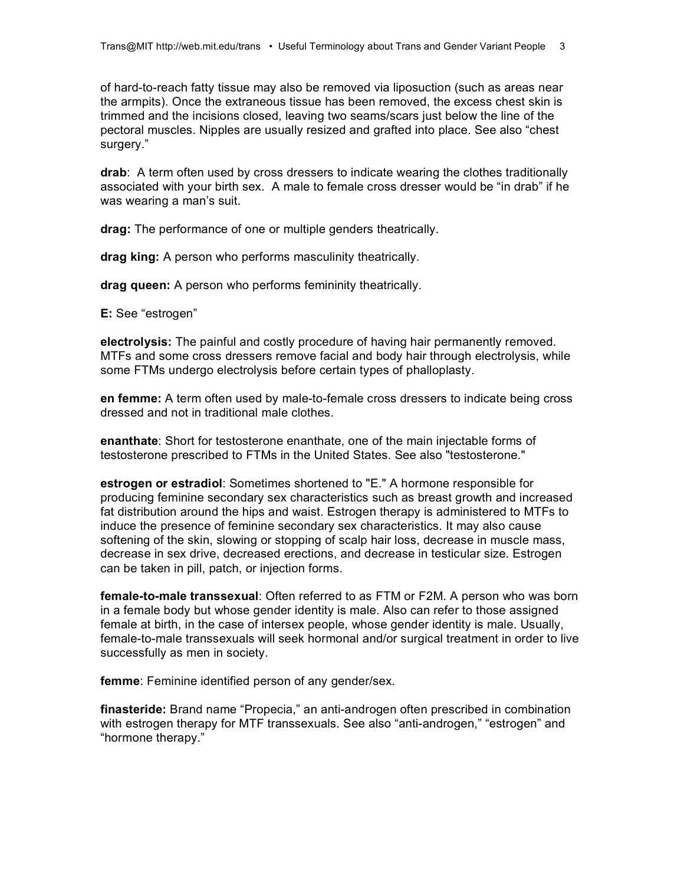of hard-to-reach fatty tissue may also be removed via liposuction (such as areas near the armpits). Once the extraneous tissue has been removed, the excess chest skin is trimmed and the incisions closed, leaving two seams/scars just below the line of the pectoral muscles. Nipples are usually resized and grafted into place. See also “chest surgery.”

**drab**: A term often used by cross dressers to indicate wearing the clothes traditionally associated with your birth sex. A male to female cross dresser would be “in drab” if he was wearing a man’s suit.

**drag:** The performance of one or multiple genders theatrically.

**drag king:** A person who performs masculinity theatrically.

**drag queen:** A person who performs femininity theatrically.

**E:** See “estrogen”

**electrolysis:** The painful and costly procedure of having hair permanently removed. MTFs and some cross dressers remove facial and body hair through electrolysis, while some FTMs undergo electrolysis before certain types of phalloplasty.

**en femme:** A term often used by male-to-female cross dressers to indicate being cross dressed and not in traditional male clothes.

**enanthate**: Short for testosterone enanthate, one of the main injectable forms of testosterone prescribed to FTMs in the United States. See also "testosterone."

**estrogen or estradiol**: Sometimes shortened to "E." A hormone responsible for producing feminine secondary sex characteristics such as breast growth and increased fat distribution around the hips and waist. Estrogen therapy is administered to MTFs to induce the presence of feminine secondary sex characteristics. It may also cause softening of the skin, slowing or stopping of scalp hair loss, decrease in muscle mass, decrease in sex drive, decreased erections, and decrease in testicular size. Estrogen can be taken in pill, patch, or injection forms.

**female-to-male transsexual**: Often referred to as FTM or F2M. A person who was born in a female body but whose gender identity is male. Also can refer to those assigned female at birth, in the case of intersex people, whose gender identity is male. Usually, female-to-male transsexuals will seek hormonal and/or surgical treatment in order to live successfully as men in society.

**femme**: Feminine identified person of any gender/sex.

**finasteride:** Brand name “Propecia,” an anti-androgen often prescribed in combination with estrogen therapy for MTF transsexuals. See also “anti-androgen,” “estrogen” and “hormone therapy.”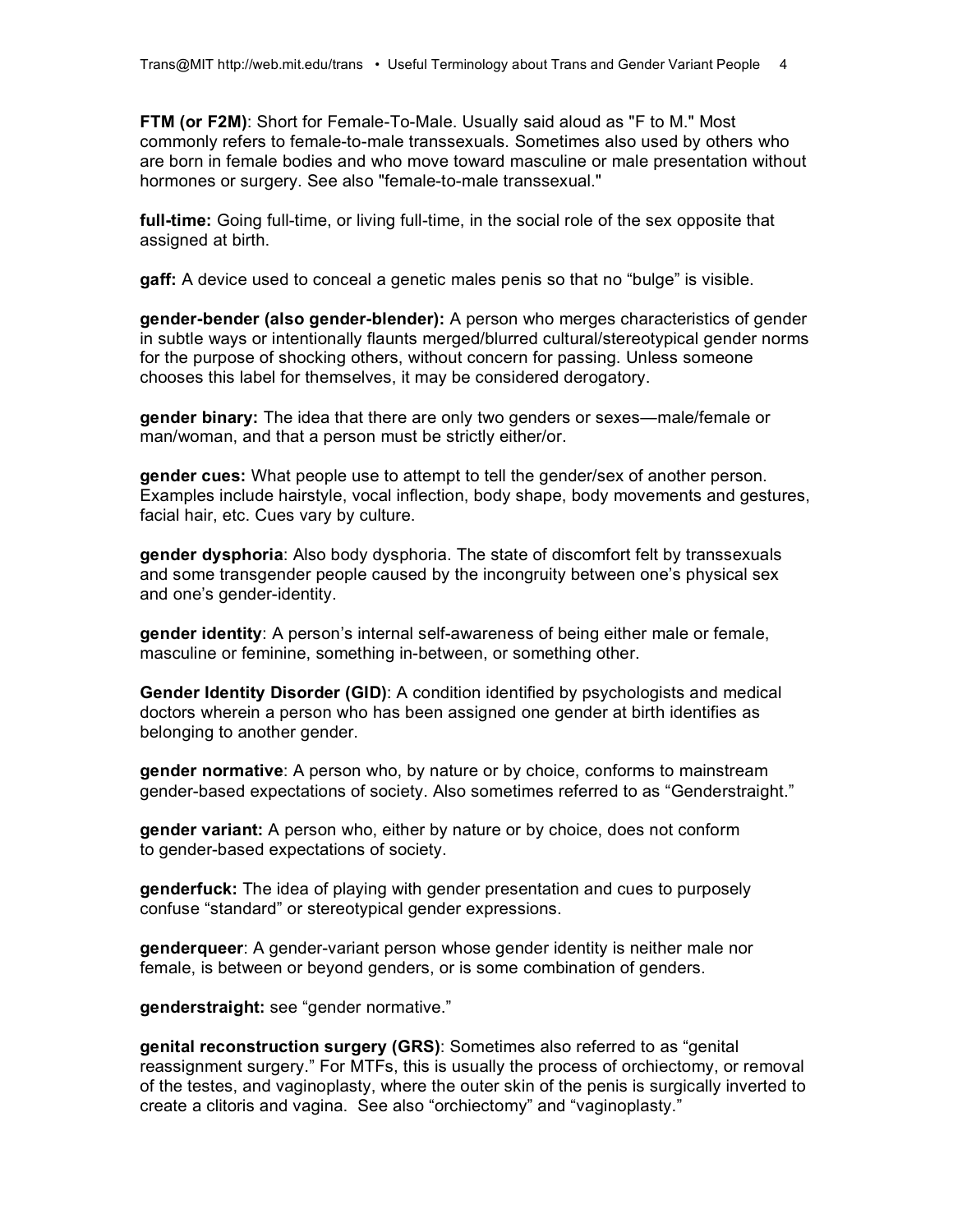**FTM (or F2M)**: Short for Female-To-Male. Usually said aloud as "F to M." Most commonly refers to female-to-male transsexuals. Sometimes also used by others who are born in female bodies and who move toward masculine or male presentation without hormones or surgery. See also "female-to-male transsexual."

**full-time:** Going full-time, or living full-time, in the social role of the sex opposite that assigned at birth.

**gaff:** A device used to conceal a genetic males penis so that no “bulge” is visible.

**gender-bender (also gender-blender):** A person who merges characteristics of gender in subtle ways or intentionally flaunts merged/blurred cultural/stereotypical gender norms for the purpose of shocking others, without concern for passing. Unless someone chooses this label for themselves, it may be considered derogatory.

**gender binary:** The idea that there are only two genders or sexes—male/female or man/woman, and that a person must be strictly either/or.

**gender cues:** What people use to attempt to tell the gender/sex of another person. Examples include hairstyle, vocal inflection, body shape, body movements and gestures, facial hair, etc. Cues vary by culture.

**gender dysphoria**: Also body dysphoria. The state of discomfort felt by transsexuals and some transgender people caused by the incongruity between one’s physical sex and one’s gender-identity.

**gender identity**: A person’s internal self-awareness of being either male or female, masculine or feminine, something in-between, or something other.

**Gender Identity Disorder (GID)**: A condition identified by psychologists and medical doctors wherein a person who has been assigned one gender at birth identifies as belonging to another gender.

**gender normative**: A person who, by nature or by choice, conforms to mainstream gender-based expectations of society. Also sometimes referred to as “Genderstraight.”

**gender variant:** A person who, either by nature or by choice, does not conform to gender-based expectations of society.

**genderfuck:** The idea of playing with gender presentation and cues to purposely confuse “standard” or stereotypical gender expressions.

**genderqueer**: A gender-variant person whose gender identity is neither male nor female, is between or beyond genders, or is some combination of genders.

**genderstraight:** see “gender normative.”

**genital reconstruction surgery (GRS)**: Sometimes also referred to as “genital reassignment surgery.” For MTFs, this is usually the process of orchiectomy, or removal of the testes, and vaginoplasty, where the outer skin of the penis is surgically inverted to create a clitoris and vagina. See also “orchiectomy” and “vaginoplasty.”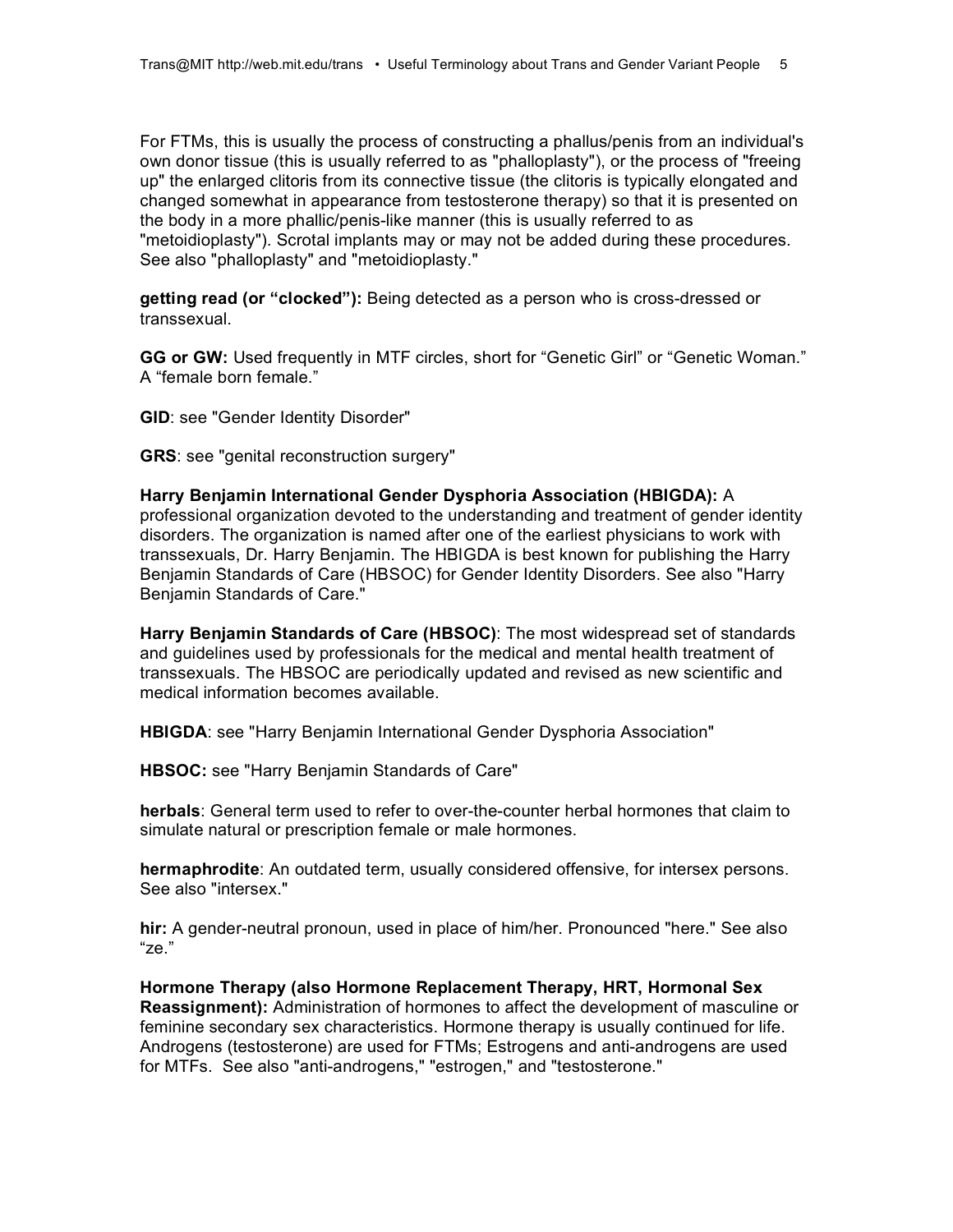For FTMs, this is usually the process of constructing a phallus/penis from an individual's own donor tissue (this is usually referred to as "phalloplasty"), or the process of "freeing up" the enlarged clitoris from its connective tissue (the clitoris is typically elongated and changed somewhat in appearance from testosterone therapy) so that it is presented on the body in a more phallic/penis-like manner (this is usually referred to as "metoidioplasty"). Scrotal implants may or may not be added during these procedures. See also "phalloplasty" and "metoidioplasty."

**getting read (or "clocked"):** Being detected as a person who is cross-dressed or transsexual.

**GG or GW:** Used frequently in MTF circles, short for "Genetic Girl" or "Genetic Woman." A "female born female."

**GID**: see "Gender Identity Disorder"

**GRS**: see "genital reconstruction surgery"

**Harry Benjamin International Gender Dysphoria Association (HBIGDA):** A professional organization devoted to the understanding and treatment of gender identity disorders. The organization is named after one of the earliest physicians to work with transsexuals, Dr. Harry Benjamin. The HBIGDA is best known for publishing the Harry Benjamin Standards of Care (HBSOC) for Gender Identity Disorders. See also "Harry Benjamin Standards of Care."

**Harry Benjamin Standards of Care (HBSOC)**: The most widespread set of standards and guidelines used by professionals for the medical and mental health treatment of transsexuals. The HBSOC are periodically updated and revised as new scientific and medical information becomes available.

**HBIGDA**: see "Harry Benjamin International Gender Dysphoria Association"

**HBSOC:** see "Harry Benjamin Standards of Care"

**herbals**: General term used to refer to over-the-counter herbal hormones that claim to simulate natural or prescription female or male hormones.

**hermaphrodite**: An outdated term, usually considered offensive, for intersex persons. See also "intersex."

**hir:** A gender-neutral pronoun, used in place of him/her. Pronounced "here." See also "ze."

**Hormone Therapy (also Hormone Replacement Therapy, HRT, Hormonal Sex Reassignment):** Administration of hormones to affect the development of masculine or feminine secondary sex characteristics. Hormone therapy is usually continued for life. Androgens (testosterone) are used for FTMs; Estrogens and anti-androgens are used for MTFs. See also "anti-androgens," "estrogen," and "testosterone."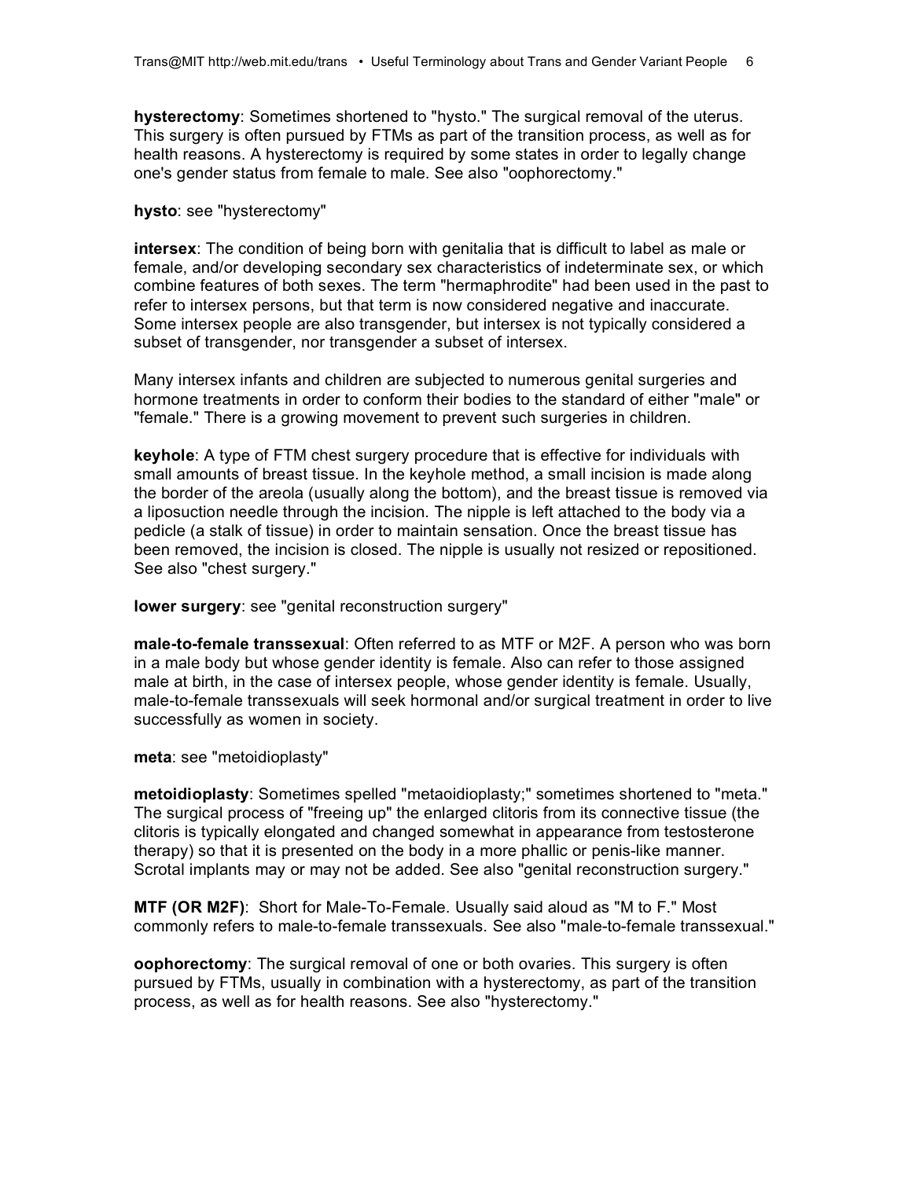**hysterectomy**: Sometimes shortened to "hysto." The surgical removal of the uterus. This surgery is often pursued by FTMs as part of the transition process, as well as for health reasons. A hysterectomy is required by some states in order to legally change one's gender status from female to male. See also "oophorectomy."

**hysto**: see "hysterectomy"

**intersex**: The condition of being born with genitalia that is difficult to label as male or female, and/or developing secondary sex characteristics of indeterminate sex, or which combine features of both sexes. The term "hermaphrodite" had been used in the past to refer to intersex persons, but that term is now considered negative and inaccurate. Some intersex people are also transgender, but intersex is not typically considered a subset of transgender, nor transgender a subset of intersex.

Many intersex infants and children are subjected to numerous genital surgeries and hormone treatments in order to conform their bodies to the standard of either "male" or "female." There is a growing movement to prevent such surgeries in children.

**keyhole**: A type of FTM chest surgery procedure that is effective for individuals with small amounts of breast tissue. In the keyhole method, a small incision is made along the border of the areola (usually along the bottom), and the breast tissue is removed via a liposuction needle through the incision. The nipple is left attached to the body via a pedicle (a stalk of tissue) in order to maintain sensation. Once the breast tissue has been removed, the incision is closed. The nipple is usually not resized or repositioned. See also "chest surgery."

**lower surgery**: see "genital reconstruction surgery"

**male-to-female transsexual**: Often referred to as MTF or M2F. A person who was born in a male body but whose gender identity is female. Also can refer to those assigned male at birth, in the case of intersex people, whose gender identity is female. Usually, male-to-female transsexuals will seek hormonal and/or surgical treatment in order to live successfully as women in society.

**meta**: see "metoidioplasty"

**metoidioplasty**: Sometimes spelled "metaoidioplasty;" sometimes shortened to "meta." The surgical process of "freeing up" the enlarged clitoris from its connective tissue (the clitoris is typically elongated and changed somewhat in appearance from testosterone therapy) so that it is presented on the body in a more phallic or penis-like manner. Scrotal implants may or may not be added. See also "genital reconstruction surgery."

**MTF (OR M2F)**: Short for Male-To-Female. Usually said aloud as "M to F." Most commonly refers to male-to-female transsexuals. See also "male-to-female transsexual."

**oophorectomy**: The surgical removal of one or both ovaries. This surgery is often pursued by FTMs, usually in combination with a hysterectomy, as part of the transition process, as well as for health reasons. See also "hysterectomy."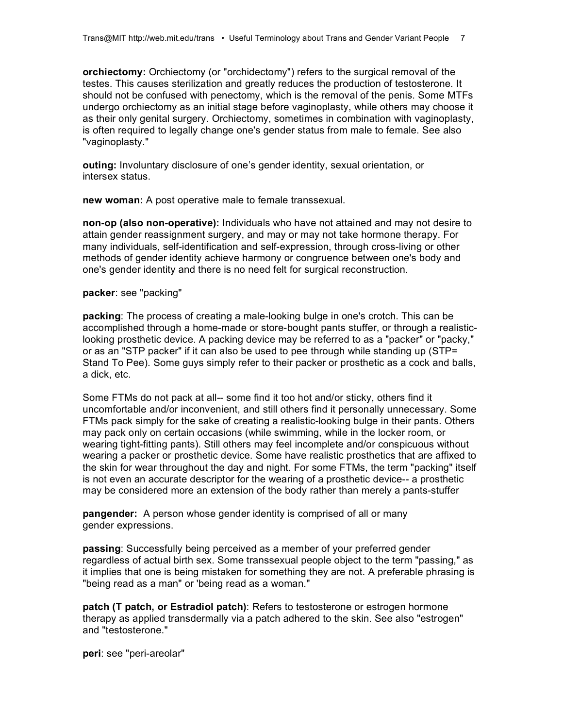**orchiectomy:** Orchiectomy (or "orchidectomy") refers to the surgical removal of the testes. This causes sterilization and greatly reduces the production of testosterone. It should not be confused with penectomy, which is the removal of the penis. Some MTFs undergo orchiectomy as an initial stage before vaginoplasty, while others may choose it as their only genital surgery. Orchiectomy, sometimes in combination with vaginoplasty, is often required to legally change one's gender status from male to female. See also "vaginoplasty."

**outing:** Involuntary disclosure of one's gender identity, sexual orientation, or intersex status.

**new woman:** A post operative male to female transsexual.

**non-op (also non-operative):** Individuals who have not attained and may not desire to attain gender reassignment surgery, and may or may not take hormone therapy. For many individuals, self-identification and self-expression, through cross-living or other methods of gender identity achieve harmony or congruence between one's body and one's gender identity and there is no need felt for surgical reconstruction.

**packer**: see "packing"

**packing**: The process of creating a male-looking bulge in one's crotch. This can be accomplished through a home-made or store-bought pants stuffer, or through a realistic-looking prosthetic device. A packing device may be referred to as a "packer" or "packy," or as an "STP packer" if it can also be used to pee through while standing up (STP= Stand To Pee). Some guys simply refer to their packer or prosthetic as a cock and balls, a dick, etc.

Some FTMs do not pack at all-- some find it too hot and/or sticky, others find it uncomfortable and/or inconvenient, and still others find it personally unnecessary. Some FTMs pack simply for the sake of creating a realistic-looking bulge in their pants. Others may pack only on certain occasions (while swimming, while in the locker room, or wearing tight-fitting pants). Still others may feel incomplete and/or conspicuous without wearing a packer or prosthetic device. Some have realistic prosthetics that are affixed to the skin for wear throughout the day and night. For some FTMs, the term "packing" itself is not even an accurate descriptor for the wearing of a prosthetic device-- a prosthetic may be considered more an extension of the body rather than merely a pants-stuffer

**pangender:** A person whose gender identity is comprised of all or many gender expressions.

**passing**: Successfully being perceived as a member of your preferred gender regardless of actual birth sex. Some transsexual people object to the term "passing," as it implies that one is being mistaken for something they are not. A preferable phrasing is "being read as a man" or 'being read as a woman."

**patch (T patch, or Estradiol patch)**: Refers to testosterone or estrogen hormone therapy as applied transdermally via a patch adhered to the skin. See also "estrogen" and "testosterone."

**peri**: see "peri-areolar"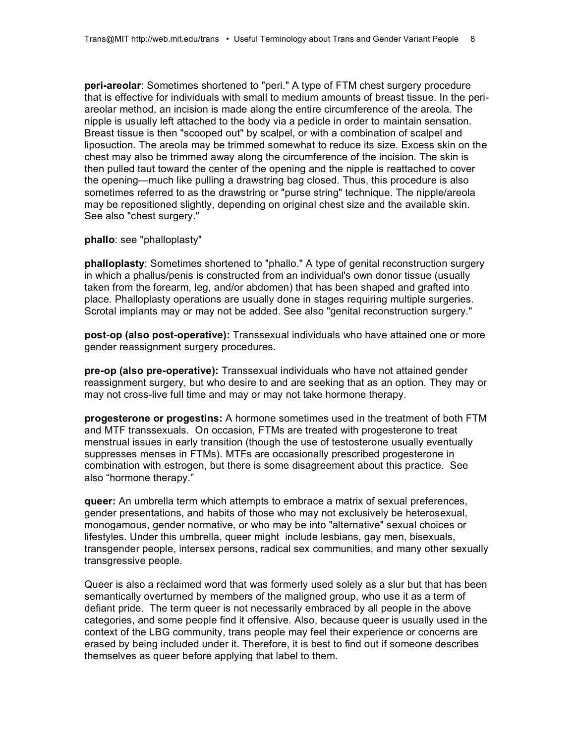**peri-areolar**: Sometimes shortened to "peri." A type of FTM chest surgery procedure that is effective for individuals with small to medium amounts of breast tissue. In the peri-areolar method, an incision is made along the entire circumference of the areola. The nipple is usually left attached to the body via a pedicle in order to maintain sensation. Breast tissue is then "scooped out" by scalpel, or with a combination of scalpel and liposuction. The areola may be trimmed somewhat to reduce its size. Excess skin on the chest may also be trimmed away along the circumference of the incision. The skin is then pulled taut toward the center of the opening and the nipple is reattached to cover the opening—much like pulling a drawstring bag closed. Thus, this procedure is also sometimes referred to as the drawstring or "purse string" technique. The nipple/areola may be repositioned slightly, depending on original chest size and the available skin. See also "chest surgery."

**phallo**: see "phalloplasty"

**phalloplasty**: Sometimes shortened to "phallo." A type of genital reconstruction surgery in which a phallus/penis is constructed from an individual's own donor tissue (usually taken from the forearm, leg, and/or abdomen) that has been shaped and grafted into place. Phalloplasty operations are usually done in stages requiring multiple surgeries. Scrotal implants may or may not be added. See also "genital reconstruction surgery."

**post-op (also post-operative):** Transsexual individuals who have attained one or more gender reassignment surgery procedures.

**pre-op (also pre-operative):** Transsexual individuals who have not attained gender reassignment surgery, but who desire to and are seeking that as an option. They may or may not cross-live full time and may or may not take hormone therapy.

**progesterone or progestins:** A hormone sometimes used in the treatment of both FTM and MTF transsexuals. On occasion, FTMs are treated with progesterone to treat menstrual issues in early transition (though the use of testosterone usually eventually suppresses menses in FTMs). MTFs are occasionally prescribed progesterone in combination with estrogen, but there is some disagreement about this practice. See also "hormone therapy."

**queer:** An umbrella term which attempts to embrace a matrix of sexual preferences, gender presentations, and habits of those who may not exclusively be heterosexual, monogamous, gender normative, or who may be into "alternative" sexual choices or lifestyles. Under this umbrella, queer might include lesbians, gay men, bisexuals, transgender people, intersex persons, radical sex communities, and many other sexually transgressive people.

Queer is also a reclaimed word that was formerly used solely as a slur but that has been semantically overturned by members of the maligned group, who use it as a term of defiant pride. The term queer is not necessarily embraced by all people in the above categories, and some people find it offensive. Also, because queer is usually used in the context of the LBG community, trans people may feel their experience or concerns are erased by being included under it. Therefore, it is best to find out if someone describes themselves as queer before applying that label to them.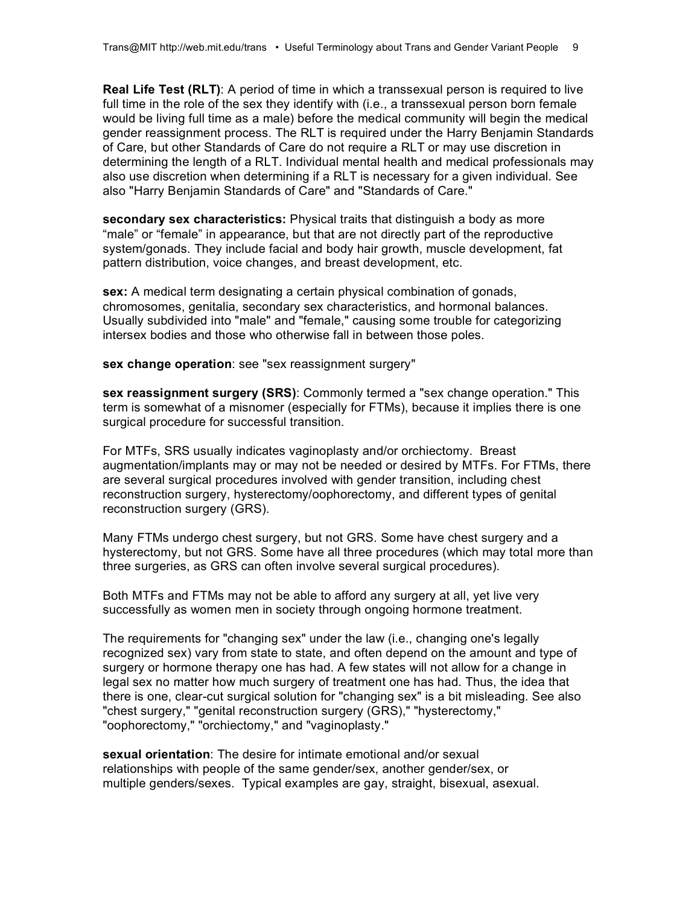**Real Life Test (RLT)**: A period of time in which a transsexual person is required to live full time in the role of the sex they identify with (i.e., a transsexual person born female would be living full time as a male) before the medical community will begin the medical gender reassignment process. The RLT is required under the Harry Benjamin Standards of Care, but other Standards of Care do not require a RLT or may use discretion in determining the length of a RLT. Individual mental health and medical professionals may also use discretion when determining if a RLT is necessary for a given individual. See also "Harry Benjamin Standards of Care" and "Standards of Care."

**secondary sex characteristics:** Physical traits that distinguish a body as more "male" or "female" in appearance, but that are not directly part of the reproductive system/gonads. They include facial and body hair growth, muscle development, fat pattern distribution, voice changes, and breast development, etc.

**sex:** A medical term designating a certain physical combination of gonads, chromosomes, genitalia, secondary sex characteristics, and hormonal balances. Usually subdivided into "male" and "female," causing some trouble for categorizing intersex bodies and those who otherwise fall in between those poles.

**sex change operation**: see "sex reassignment surgery"

**sex reassignment surgery (SRS)**: Commonly termed a "sex change operation." This term is somewhat of a misnomer (especially for FTMs), because it implies there is one surgical procedure for successful transition.

For MTFs, SRS usually indicates vaginoplasty and/or orchiectomy. Breast augmentation/implants may or may not be needed or desired by MTFs. For FTMs, there are several surgical procedures involved with gender transition, including chest reconstruction surgery, hysterectomy/oophorectomy, and different types of genital reconstruction surgery (GRS).

Many FTMs undergo chest surgery, but not GRS. Some have chest surgery and a hysterectomy, but not GRS. Some have all three procedures (which may total more than three surgeries, as GRS can often involve several surgical procedures).

Both MTFs and FTMs may not be able to afford any surgery at all, yet live very successfully as women men in society through ongoing hormone treatment.

The requirements for "changing sex" under the law (i.e., changing one's legally recognized sex) vary from state to state, and often depend on the amount and type of surgery or hormone therapy one has had. A few states will not allow for a change in legal sex no matter how much surgery of treatment one has had. Thus, the idea that there is one, clear-cut surgical solution for "changing sex" is a bit misleading. See also "chest surgery," "genital reconstruction surgery (GRS)," "hysterectomy," "oophorectomy," "orchiectomy," and "vaginoplasty."

**sexual orientation**: The desire for intimate emotional and/or sexual relationships with people of the same gender/sex, another gender/sex, or multiple genders/sexes. Typical examples are gay, straight, bisexual, asexual.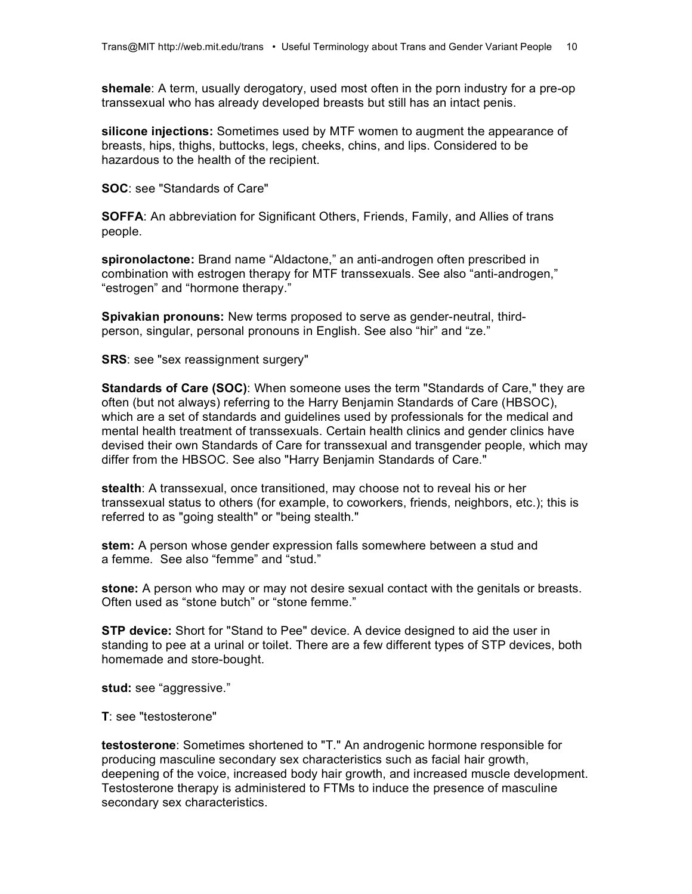**shemale**: A term, usually derogatory, used most often in the porn industry for a pre-op transsexual who has already developed breasts but still has an intact penis.

**silicone injections:** Sometimes used by MTF women to augment the appearance of breasts, hips, thighs, buttocks, legs, cheeks, chins, and lips. Considered to be hazardous to the health of the recipient.

**SOC**: see "Standards of Care"

**SOFFA**: An abbreviation for Significant Others, Friends, Family, and Allies of trans people.

**spironolactone:** Brand name "Aldactone," an anti-androgen often prescribed in combination with estrogen therapy for MTF transsexuals. See also "anti-androgen," "estrogen" and "hormone therapy."

**Spivakian pronouns:** New terms proposed to serve as gender-neutral, third-person, singular, personal pronouns in English. See also "hir" and "ze."

**SRS**: see "sex reassignment surgery"

**Standards of Care (SOC)**: When someone uses the term "Standards of Care," they are often (but not always) referring to the Harry Benjamin Standards of Care (HBSOC), which are a set of standards and guidelines used by professionals for the medical and mental health treatment of transsexuals. Certain health clinics and gender clinics have devised their own Standards of Care for transsexual and transgender people, which may differ from the HBSOC. See also "Harry Benjamin Standards of Care."

**stealth**: A transsexual, once transitioned, may choose not to reveal his or her transsexual status to others (for example, to coworkers, friends, neighbors, etc.); this is referred to as "going stealth" or "being stealth."

**stem:** A person whose gender expression falls somewhere between a stud and a femme. See also "femme" and "stud."

**stone:** A person who may or may not desire sexual contact with the genitals or breasts. Often used as "stone butch" or "stone femme."

**STP device:** Short for "Stand to Pee" device. A device designed to aid the user in standing to pee at a urinal or toilet. There are a few different types of STP devices, both homemade and store-bought.

**stud:** see "aggressive."

**T**: see "testosterone"

**testosterone**: Sometimes shortened to "T." An androgenic hormone responsible for producing masculine secondary sex characteristics such as facial hair growth, deepening of the voice, increased body hair growth, and increased muscle development. Testosterone therapy is administered to FTMs to induce the presence of masculine secondary sex characteristics.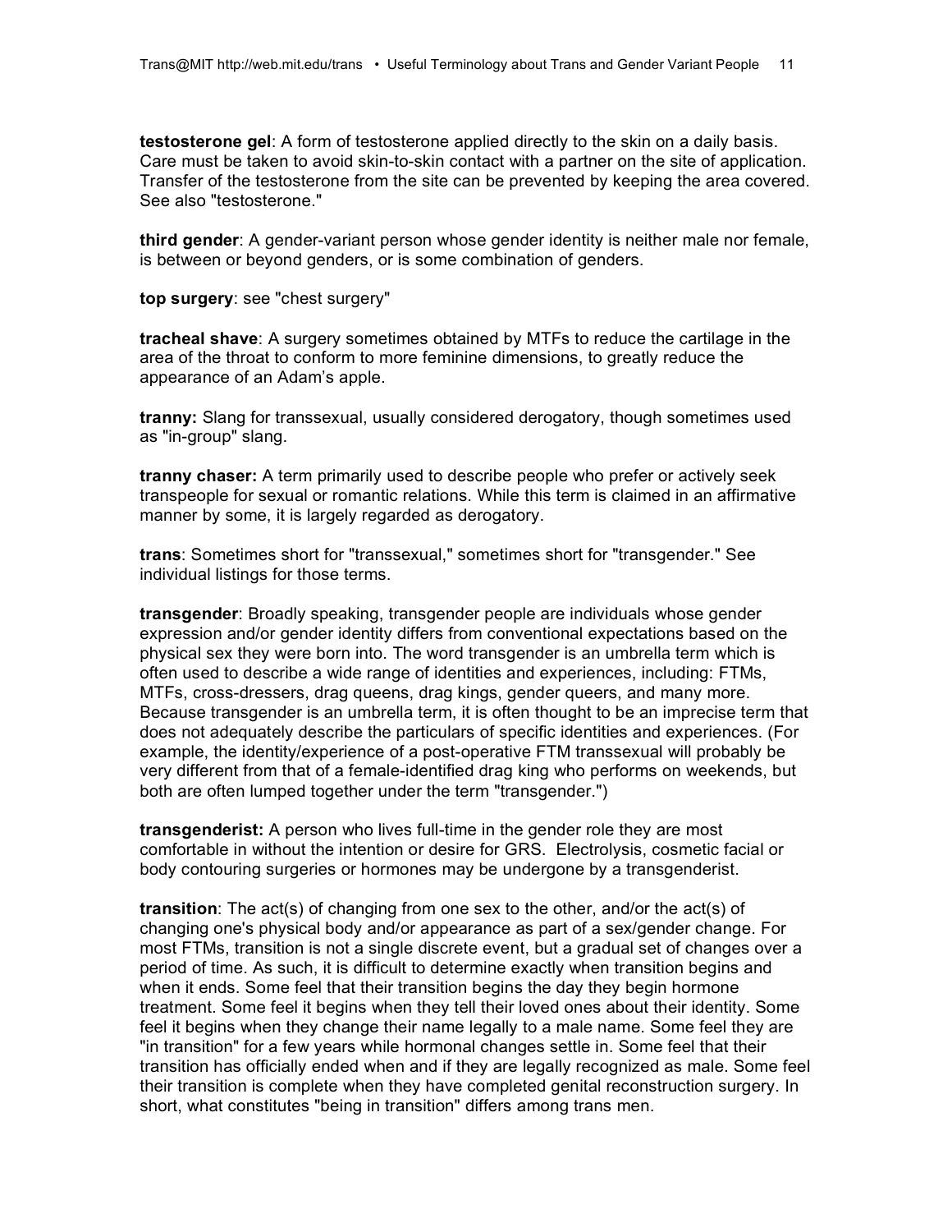**testosterone gel**: A form of testosterone applied directly to the skin on a daily basis. Care must be taken to avoid skin-to-skin contact with a partner on the site of application. Transfer of the testosterone from the site can be prevented by keeping the area covered. See also "testosterone."

**third gender**: A gender-variant person whose gender identity is neither male nor female, is between or beyond genders, or is some combination of genders.

**top surgery**: see "chest surgery"

**tracheal shave**: A surgery sometimes obtained by MTFs to reduce the cartilage in the area of the throat to conform to more feminine dimensions, to greatly reduce the appearance of an Adam's apple.

**tranny:** Slang for transsexual, usually considered derogatory, though sometimes used as "in-group" slang.

**tranny chaser:** A term primarily used to describe people who prefer or actively seek transpeople for sexual or romantic relations. While this term is claimed in an affirmative manner by some, it is largely regarded as derogatory.

**trans**: Sometimes short for "transsexual," sometimes short for "transgender." See individual listings for those terms.

**transgender**: Broadly speaking, transgender people are individuals whose gender expression and/or gender identity differs from conventional expectations based on the physical sex they were born into. The word transgender is an umbrella term which is often used to describe a wide range of identities and experiences, including: FTMs, MTFs, cross-dressers, drag queens, drag kings, gender queers, and many more. Because transgender is an umbrella term, it is often thought to be an imprecise term that does not adequately describe the particulars of specific identities and experiences. (For example, the identity/experience of a post-operative FTM transsexual will probably be very different from that of a female-identified drag king who performs on weekends, but both are often lumped together under the term "transgender.")

**transgenderist:** A person who lives full-time in the gender role they are most comfortable in without the intention or desire for GRS. Electrolysis, cosmetic facial or body contouring surgeries or hormones may be undergone by a transgenderist.

**transition**: The act(s) of changing from one sex to the other, and/or the act(s) of changing one's physical body and/or appearance as part of a sex/gender change. For most FTMs, transition is not a single discrete event, but a gradual set of changes over a period of time. As such, it is difficult to determine exactly when transition begins and when it ends. Some feel that their transition begins the day they begin hormone treatment. Some feel it begins when they tell their loved ones about their identity. Some feel it begins when they change their name legally to a male name. Some feel they are "in transition" for a few years while hormonal changes settle in. Some feel that their transition has officially ended when and if they are legally recognized as male. Some feel their transition is complete when they have completed genital reconstruction surgery. In short, what constitutes "being in transition" differs among trans men.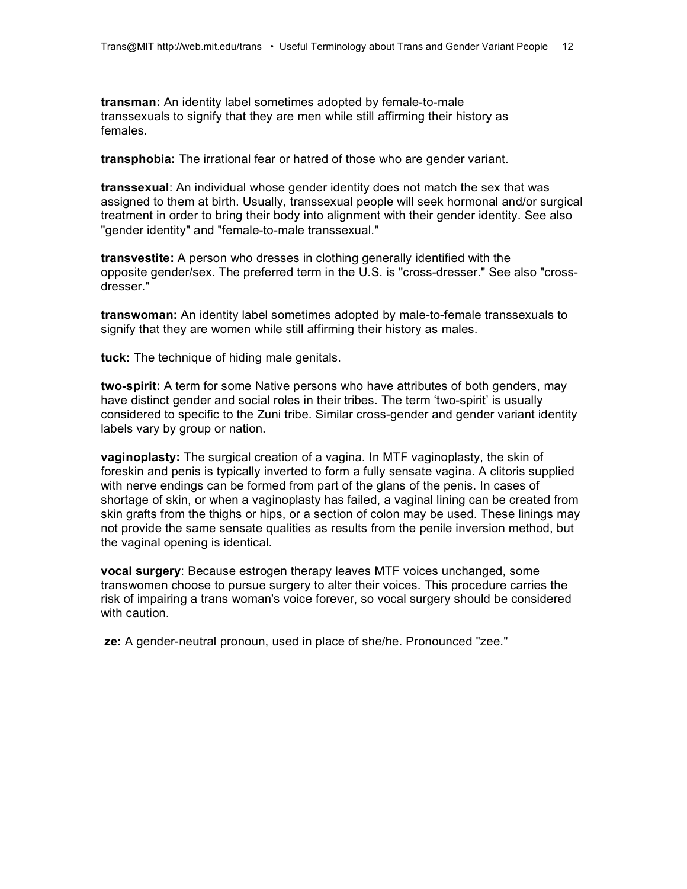**transman:** An identity label sometimes adopted by female-to-male transsexuals to signify that they are men while still affirming their history as females.

**transphobia:** The irrational fear or hatred of those who are gender variant.

**transsexual**: An individual whose gender identity does not match the sex that was assigned to them at birth. Usually, transsexual people will seek hormonal and/or surgical treatment in order to bring their body into alignment with their gender identity. See also "gender identity" and "female-to-male transsexual."

**transvestite:** A person who dresses in clothing generally identified with the opposite gender/sex. The preferred term in the U.S. is "cross-dresser." See also "cross-dresser."

**transwoman:** An identity label sometimes adopted by male-to-female transsexuals to signify that they are women while still affirming their history as males.

**tuck:** The technique of hiding male genitals.

**two-spirit:** A term for some Native persons who have attributes of both genders, may have distinct gender and social roles in their tribes. The term 'two-spirit' is usually considered to specific to the Zuni tribe. Similar cross-gender and gender variant identity labels vary by group or nation.

**vaginoplasty:** The surgical creation of a vagina. In MTF vaginoplasty, the skin of foreskin and penis is typically inverted to form a fully sensate vagina. A clitoris supplied with nerve endings can be formed from part of the glans of the penis. In cases of shortage of skin, or when a vaginoplasty has failed, a vaginal lining can be created from skin grafts from the thighs or hips, or a section of colon may be used. These linings may not provide the same sensate qualities as results from the penile inversion method, but the vaginal opening is identical.

**vocal surgery**: Because estrogen therapy leaves MTF voices unchanged, some transwomen choose to pursue surgery to alter their voices. This procedure carries the risk of impairing a trans woman's voice forever, so vocal surgery should be considered with caution.

**ze:** A gender-neutral pronoun, used in place of she/he. Pronounced "zee."